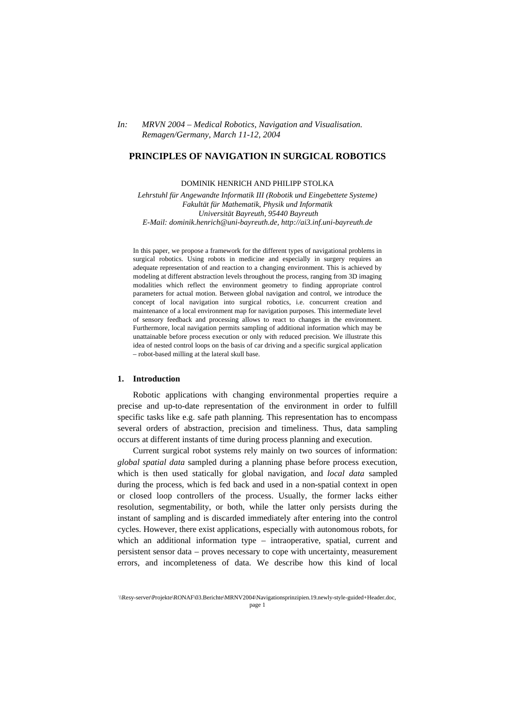*In: MRVN 2004 – Medical Robotics, Navigation and Visualisation. Remagen/Germany, March 11-12, 2004*

# PRINCIPLES OF NAVIGATION IN SURGICAL ROBOTICS

DOMINIK HENRICH AND PHILIPP STOLKA

*Lehrstuhl für Angewandte Informatik III (Robotik und Eingebettete Systeme)*
*Fakultät für Mathematik, Physik und Informatik*
*Universität Bayreuth, 95440 Bayreuth*
*E-Mail: dominik.henrich@uni-bayreuth.de, http://ai3.inf.uni-bayreuth.de*

In this paper, we propose a framework for the different types of navigational problems in surgical robotics. Using robots in medicine and especially in surgery requires an adequate representation of and reaction to a changing environment. This is achieved by modeling at different abstraction levels throughout the process, ranging from 3D imaging modalities which reflect the environment geometry to finding appropriate control parameters for actual motion. Between global navigation and control, we introduce the concept of local navigation into surgical robotics, i.e. concurrent creation and maintenance of a local environment map for navigation purposes. This intermediate level of sensory feedback and processing allows to react to changes in the environment. Furthermore, local navigation permits sampling of additional information which may be unattainable before process execution or only with reduced precision. We illustrate this idea of nested control loops on the basis of car driving and a specific surgical application – robot-based milling at the lateral skull base.

## 1. Introduction

Robotic applications with changing environmental properties require a precise and up-to-date representation of the environment in order to fulfill specific tasks like e.g. safe path planning. This representation has to encompass several orders of abstraction, precision and timeliness. Thus, data sampling occurs at different instants of time during process planning and execution.

Current surgical robot systems rely mainly on two sources of information: *global spatial data* sampled during a planning phase before process execution, which is then used statically for global navigation, and *local data* sampled during the process, which is fed back and used in a non-spatial context in open or closed loop controllers of the process. Usually, the former lacks either resolution, segmentability, or both, while the latter only persists during the instant of sampling and is discarded immediately after entering into the control cycles. However, there exist applications, especially with autonomous robots, for which an additional information type – intraoperative, spatial, current and persistent sensor data – proves necessary to cope with uncertainty, measurement errors, and incompleteness of data. We describe how this kind of local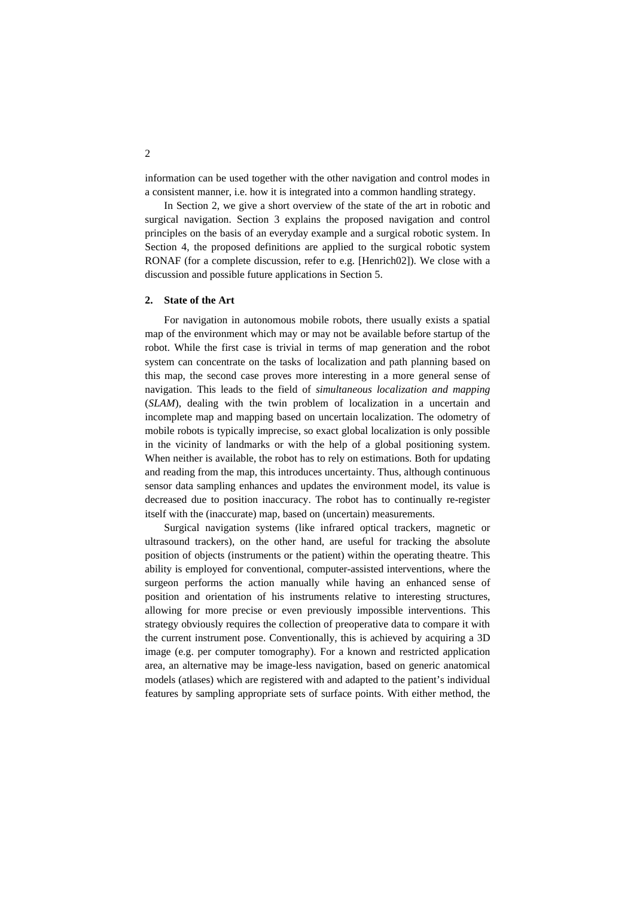information can be used together with the other navigation and control modes in a consistent manner, i.e. how it is integrated into a common handling strategy.

In Section 2, we give a short overview of the state of the art in robotic and surgical navigation. Section 3 explains the proposed navigation and control principles on the basis of an everyday example and a surgical robotic system. In Section 4, the proposed definitions are applied to the surgical robotic system RONAF (for a complete discussion, refer to e.g. [Henrich02]). We close with a discussion and possible future applications in Section 5.

## 2. State of the Art

For navigation in autonomous mobile robots, there usually exists a spatial map of the environment which may or may not be available before startup of the robot. While the first case is trivial in terms of map generation and the robot system can concentrate on the tasks of localization and path planning based on this map, the second case proves more interesting in a more general sense of navigation. This leads to the field of *simultaneous localization and mapping* (*SLAM*), dealing with the twin problem of localization in a uncertain and incomplete map and mapping based on uncertain localization. The odometry of mobile robots is typically imprecise, so exact global localization is only possible in the vicinity of landmarks or with the help of a global positioning system. When neither is available, the robot has to rely on estimations. Both for updating and reading from the map, this introduces uncertainty. Thus, although continuous sensor data sampling enhances and updates the environment model, its value is decreased due to position inaccuracy. The robot has to continually re-register itself with the (inaccurate) map, based on (uncertain) measurements.

Surgical navigation systems (like infrared optical trackers, magnetic or ultrasound trackers), on the other hand, are useful for tracking the absolute position of objects (instruments or the patient) within the operating theatre. This ability is employed for conventional, computer-assisted interventions, where the surgeon performs the action manually while having an enhanced sense of position and orientation of his instruments relative to interesting structures, allowing for more precise or even previously impossible interventions. This strategy obviously requires the collection of preoperative data to compare it with the current instrument pose. Conventionally, this is achieved by acquiring a 3D image (e.g. per computer tomography). For a known and restricted application area, an alternative may be image-less navigation, based on generic anatomical models (atlases) which are registered with and adapted to the patient's individual features by sampling appropriate sets of surface points. With either method, the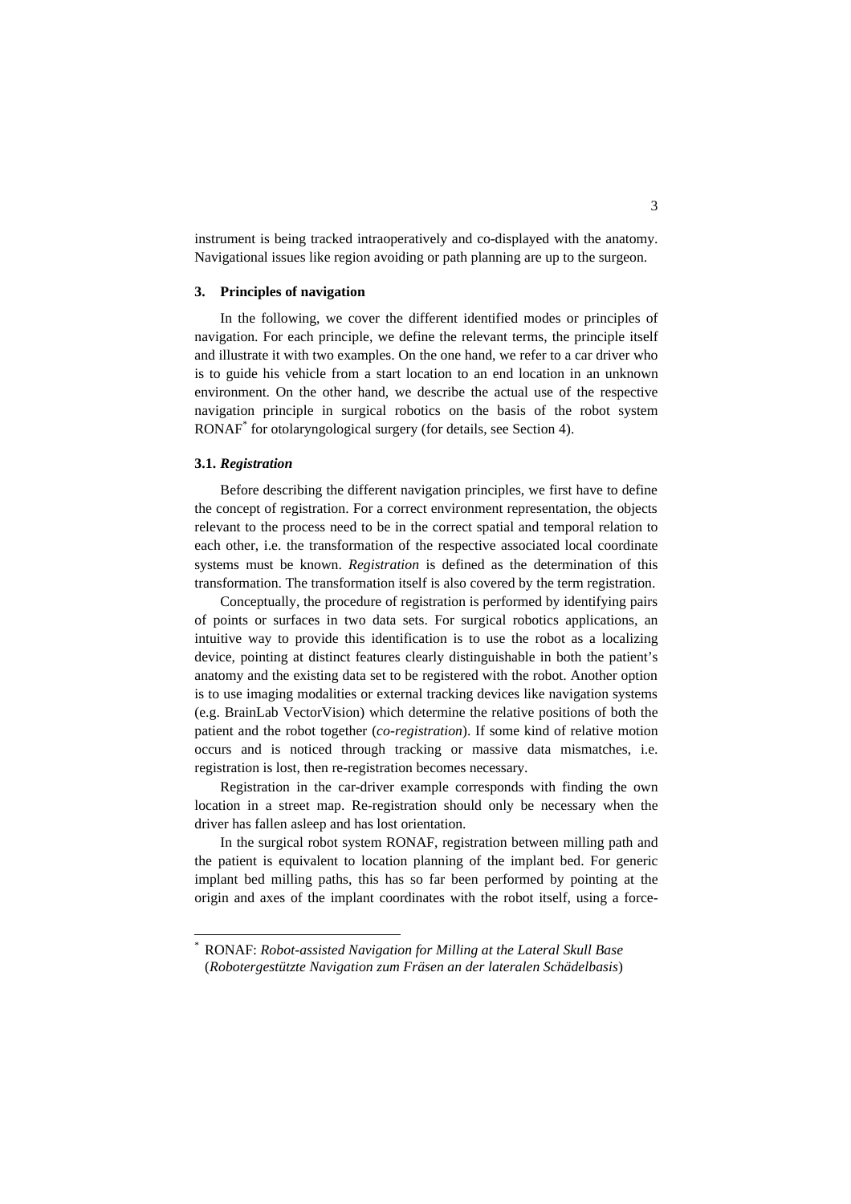instrument is being tracked intraoperatively and co-displayed with the anatomy. Navigational issues like region avoiding or path planning are up to the surgeon.

## 3. Principles of navigation

In the following, we cover the different identified modes or principles of navigation. For each principle, we define the relevant terms, the principle itself and illustrate it with two examples. On the one hand, we refer to a car driver who is to guide his vehicle from a start location to an end location in an unknown environment. On the other hand, we describe the actual use of the respective navigation principle in surgical robotics on the basis of the robot system RONAF* for otolaryngological surgery (for details, see Section 4).

### 3.1. *Registration*

Before describing the different navigation principles, we first have to define the concept of registration. For a correct environment representation, the objects relevant to the process need to be in the correct spatial and temporal relation to each other, i.e. the transformation of the respective associated local coordinate systems must be known. *Registration* is defined as the determination of this transformation. The transformation itself is also covered by the term registration.

Conceptually, the procedure of registration is performed by identifying pairs of points or surfaces in two data sets. For surgical robotics applications, an intuitive way to provide this identification is to use the robot as a localizing device, pointing at distinct features clearly distinguishable in both the patient's anatomy and the existing data set to be registered with the robot. Another option is to use imaging modalities or external tracking devices like navigation systems (e.g. BrainLab VectorVision) which determine the relative positions of both the patient and the robot together (*co-registration*). If some kind of relative motion occurs and is noticed through tracking or massive data mismatches, i.e. registration is lost, then re-registration becomes necessary.

Registration in the car-driver example corresponds with finding the own location in a street map. Re-registration should only be necessary when the driver has fallen asleep and has lost orientation.

In the surgical robot system RONAF, registration between milling path and the patient is equivalent to location planning of the implant bed. For generic implant bed milling paths, this has so far been performed by pointing at the origin and axes of the implant coordinates with the robot itself, using a force-

---

\* RONAF: *Robot-assisted Navigation for Milling at the Lateral Skull Base* (*Robotergestützte Navigation zum Fräsen an der lateralen Schädelbasis*)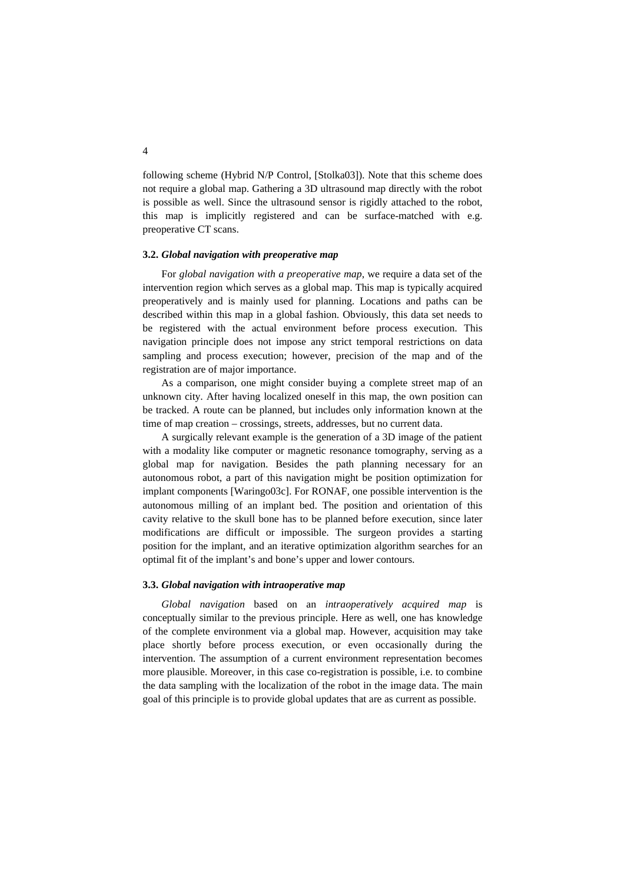following scheme (Hybrid N/P Control, [Stolka03]). Note that this scheme does not require a global map. Gathering a 3D ultrasound map directly with the robot is possible as well. Since the ultrasound sensor is rigidly attached to the robot, this map is implicitly registered and can be surface-matched with e.g. preoperative CT scans.

### 3.2. *Global navigation with preoperative map*

For *global navigation with a preoperative map*, we require a data set of the intervention region which serves as a global map. This map is typically acquired preoperatively and is mainly used for planning. Locations and paths can be described within this map in a global fashion. Obviously, this data set needs to be registered with the actual environment before process execution. This navigation principle does not impose any strict temporal restrictions on data sampling and process execution; however, precision of the map and of the registration are of major importance.

As a comparison, one might consider buying a complete street map of an unknown city. After having localized oneself in this map, the own position can be tracked. A route can be planned, but includes only information known at the time of map creation – crossings, streets, addresses, but no current data.

A surgically relevant example is the generation of a 3D image of the patient with a modality like computer or magnetic resonance tomography, serving as a global map for navigation. Besides the path planning necessary for an autonomous robot, a part of this navigation might be position optimization for implant components [Waringo03c]. For RONAF, one possible intervention is the autonomous milling of an implant bed. The position and orientation of this cavity relative to the skull bone has to be planned before execution, since later modifications are difficult or impossible. The surgeon provides a starting position for the implant, and an iterative optimization algorithm searches for an optimal fit of the implant's and bone's upper and lower contours.

### 3.3. *Global navigation with intraoperative map*

*Global navigation* based on an *intraoperatively acquired map* is conceptually similar to the previous principle. Here as well, one has knowledge of the complete environment via a global map. However, acquisition may take place shortly before process execution, or even occasionally during the intervention. The assumption of a current environment representation becomes more plausible. Moreover, in this case co-registration is possible, i.e. to combine the data sampling with the localization of the robot in the image data. The main goal of this principle is to provide global updates that are as current as possible.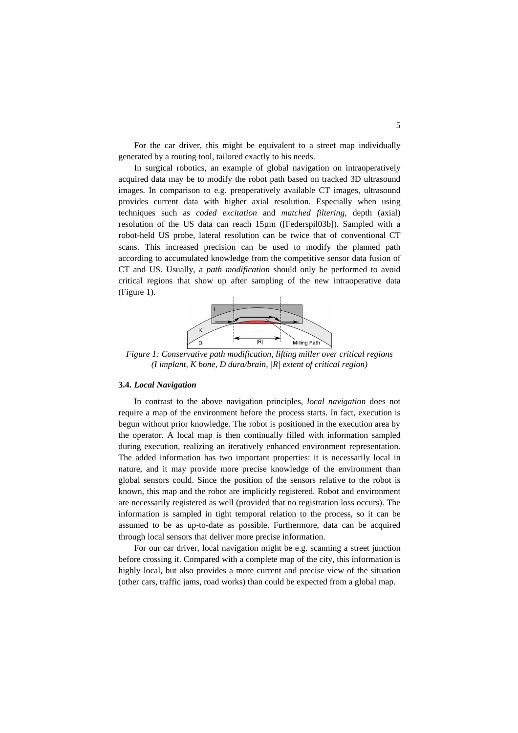For the car driver, this might be equivalent to a street map individually generated by a routing tool, tailored exactly to his needs.

In surgical robotics, an example of global navigation on intraoperatively acquired data may be to modify the robot path based on tracked 3D ultrasound images. In comparison to e.g. preoperatively available CT images, ultrasound provides current data with higher axial resolution. Especially when using techniques such as *coded excitation* and *matched filtering*, depth (axial) resolution of the US data can reach 15µm ([Federspil03b]). Sampled with a robot-held US probe, lateral resolution can be twice that of conventional CT scans. This increased precision can be used to modify the planned path according to accumulated knowledge from the competitive sensor data fusion of CT and US. Usually, a *path modification* should only be performed to avoid critical regions that show up after sampling of the new intraoperative data (Figure 1).

*Figure 1: Conservative path modification, lifting miller over critical regions (I implant, K bone, D dura/brain, |R| extent of critical region)*

### 3.4. *Local Navigation*

In contrast to the above navigation principles, *local navigation* does not require a map of the environment before the process starts. In fact, execution is begun without prior knowledge. The robot is positioned in the execution area by the operator. A local map is then continually filled with information sampled during execution, realizing an iteratively enhanced environment representation. The added information has two important properties: it is necessarily local in nature, and it may provide more precise knowledge of the environment than global sensors could. Since the position of the sensors relative to the robot is known, this map and the robot are implicitly registered. Robot and environment are necessarily registered as well (provided that no registration loss occurs). The information is sampled in tight temporal relation to the process, so it can be assumed to be as up-to-date as possible. Furthermore, data can be acquired through local sensors that deliver more precise information.

For our car driver, local navigation might be e.g. scanning a street junction before crossing it. Compared with a complete map of the city, this information is highly local, but also provides a more current and precise view of the situation (other cars, traffic jams, road works) than could be expected from a global map.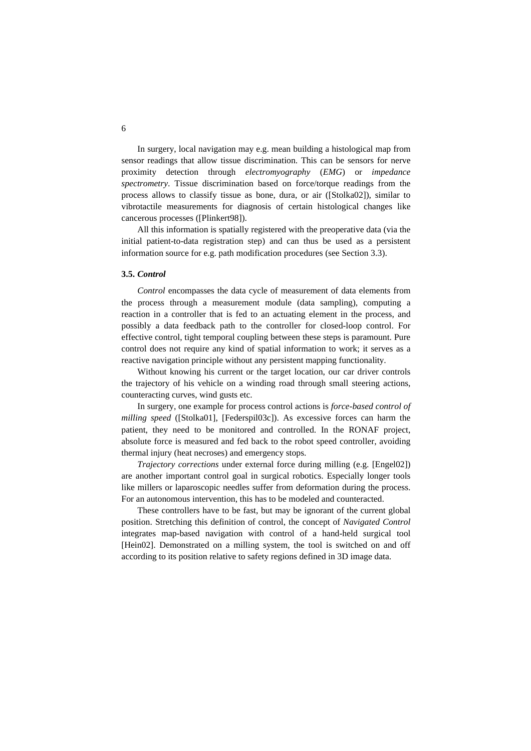In surgery, local navigation may e.g. mean building a histological map from sensor readings that allow tissue discrimination. This can be sensors for nerve proximity detection through *electromyography* (*EMG*) or *impedance spectrometry*. Tissue discrimination based on force/torque readings from the process allows to classify tissue as bone, dura, or air ([Stolka02]), similar to vibrotactile measurements for diagnosis of certain histological changes like cancerous processes ([Plinkert98]).

All this information is spatially registered with the preoperative data (via the initial patient-to-data registration step) and can thus be used as a persistent information source for e.g. path modification procedures (see Section 3.3).

### 3.5. *Control*

*Control* encompasses the data cycle of measurement of data elements from the process through a measurement module (data sampling), computing a reaction in a controller that is fed to an actuating element in the process, and possibly a data feedback path to the controller for closed-loop control. For effective control, tight temporal coupling between these steps is paramount. Pure control does not require any kind of spatial information to work; it serves as a reactive navigation principle without any persistent mapping functionality.

Without knowing his current or the target location, our car driver controls the trajectory of his vehicle on a winding road through small steering actions, counteracting curves, wind gusts etc.

In surgery, one example for process control actions is *force-based control of milling speed* ([Stolka01], [Federspil03c]). As excessive forces can harm the patient, they need to be monitored and controlled. In the RONAF project, absolute force is measured and fed back to the robot speed controller, avoiding thermal injury (heat necroses) and emergency stops.

*Trajectory corrections* under external force during milling (e.g. [Engel02]) are another important control goal in surgical robotics. Especially longer tools like millers or laparoscopic needles suffer from deformation during the process. For an autonomous intervention, this has to be modeled and counteracted.

These controllers have to be fast, but may be ignorant of the current global position. Stretching this definition of control, the concept of *Navigated Control* integrates map-based navigation with control of a hand-held surgical tool [Hein02]. Demonstrated on a milling system, the tool is switched on and off according to its position relative to safety regions defined in 3D image data.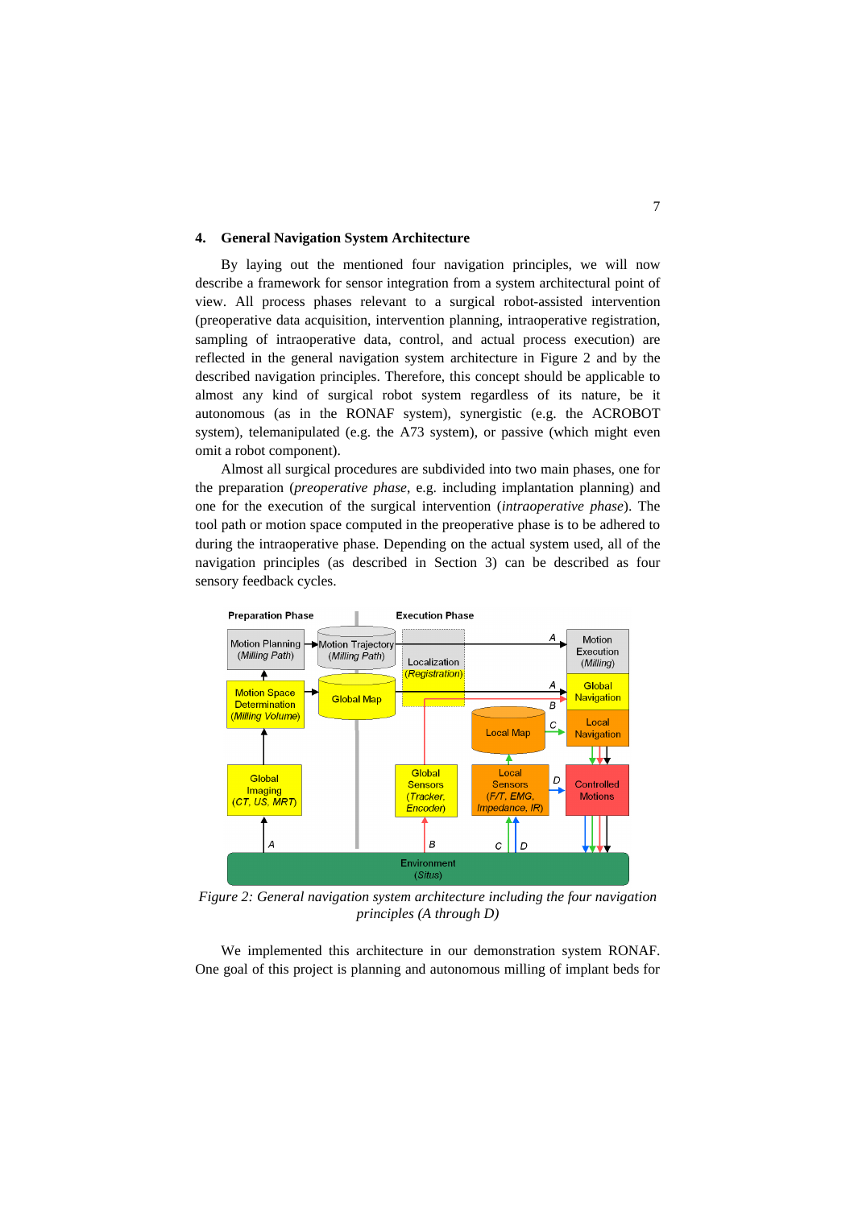## 4. General Navigation System Architecture

By laying out the mentioned four navigation principles, we will now describe a framework for sensor integration from a system architectural point of view. All process phases relevant to a surgical robot-assisted intervention (preoperative data acquisition, intervention planning, intraoperative registration, sampling of intraoperative data, control, and actual process execution) are reflected in the general navigation system architecture in Figure 2 and by the described navigation principles. Therefore, this concept should be applicable to almost any kind of surgical robot system regardless of its nature, be it autonomous (as in the RONAF system), synergistic (e.g. the ACROBOT system), telemanipulated (e.g. the A73 system), or passive (which might even omit a robot component).

Almost all surgical procedures are subdivided into two main phases, one for the preparation (*preoperative phase*, e.g. including implantation planning) and one for the execution of the surgical intervention (*intraoperative phase*). The tool path or motion space computed in the preoperative phase is to be adhered to during the intraoperative phase. Depending on the actual system used, all of the navigation principles (as described in Section 3) can be described as four sensory feedback cycles.

*Figure 2: General navigation system architecture including the four navigation principles (A through D)*

We implemented this architecture in our demonstration system RONAF. One goal of this project is planning and autonomous milling of implant beds for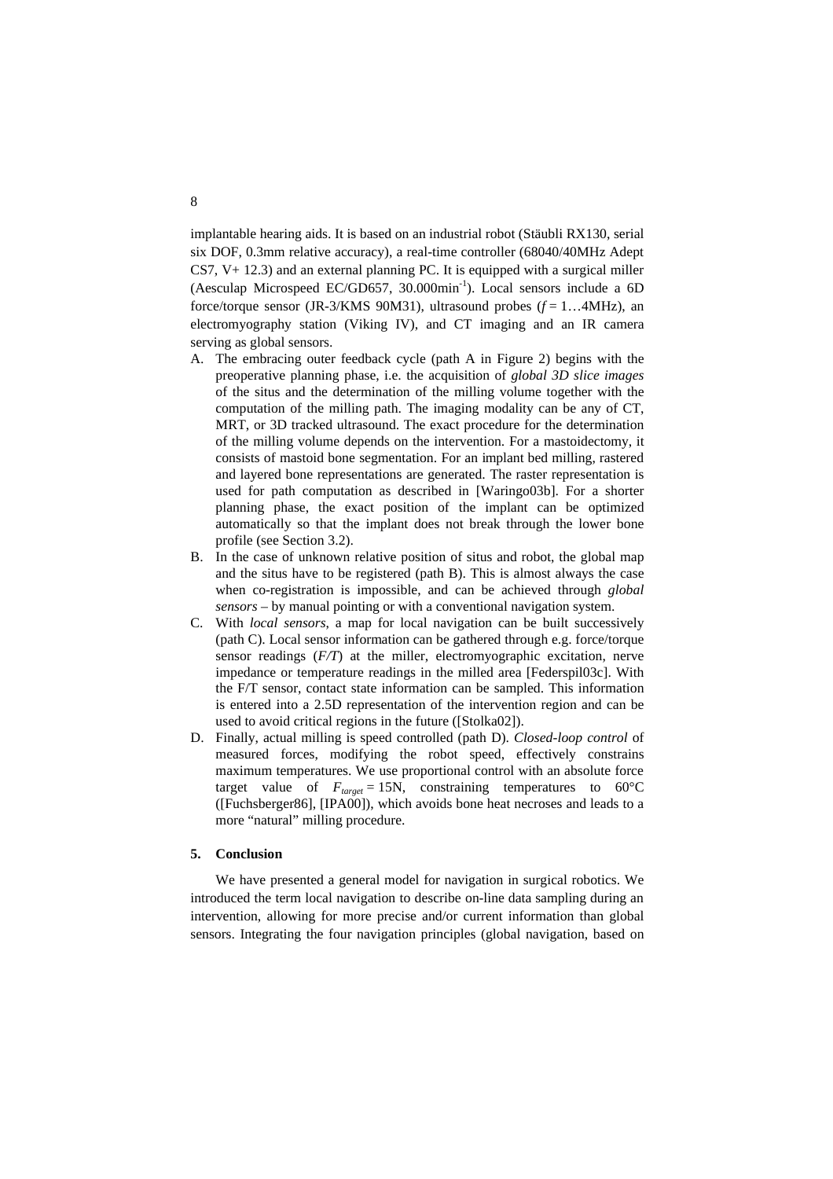implantable hearing aids. It is based on an industrial robot (Stäubli RX130, serial six DOF, 0.3mm relative accuracy), a real-time controller (68040/40MHz Adept CS7, V+ 12.3) and an external planning PC. It is equipped with a surgical miller (Aesculap Microspeed EC/GD657, 30.000min$^{-1}$). Local sensors include a 6D force/torque sensor (JR-3/KMS 90M31), ultrasound probes ($f = 1 \ldots 4$MHz), an electromyography station (Viking IV), and CT imaging and an IR camera serving as global sensors.

A. The embracing outer feedback cycle (path A in Figure 2) begins with the preoperative planning phase, i.e. the acquisition of *global 3D slice images* of the situs and the determination of the milling volume together with the computation of the milling path. The imaging modality can be any of CT, MRT, or 3D tracked ultrasound. The exact procedure for the determination of the milling volume depends on the intervention. For a mastoidectomy, it consists of mastoid bone segmentation. For an implant bed milling, rastered and layered bone representations are generated. The raster representation is used for path computation as described in [Waringo03b]. For a shorter planning phase, the exact position of the implant can be optimized automatically so that the implant does not break through the lower bone profile (see Section 3.2).
B. In the case of unknown relative position of situs and robot, the global map and the situs have to be registered (path B). This is almost always the case when co-registration is impossible, and can be achieved through *global sensors* – by manual pointing or with a conventional navigation system.
C. With *local sensors*, a map for local navigation can be built successively (path C). Local sensor information can be gathered through e.g. force/torque sensor readings (*F/T*) at the miller, electromyographic excitation, nerve impedance or temperature readings in the milled area [Federspil03c]. With the F/T sensor, contact state information can be sampled. This information is entered into a 2.5D representation of the intervention region and can be used to avoid critical regions in the future ([Stolka02]).
D. Finally, actual milling is speed controlled (path D). *Closed-loop control* of measured forces, modifying the robot speed, effectively constrains maximum temperatures. We use proportional control with an absolute force target value of $F_{target} = 15$N, constraining temperatures to 60°C ([Fuchsberger86], [IPA00]), which avoids bone heat necroses and leads to a more "natural" milling procedure.

## 5. Conclusion

We have presented a general model for navigation in surgical robotics. We introduced the term local navigation to describe on-line data sampling during an intervention, allowing for more precise and/or current information than global sensors. Integrating the four navigation principles (global navigation, based on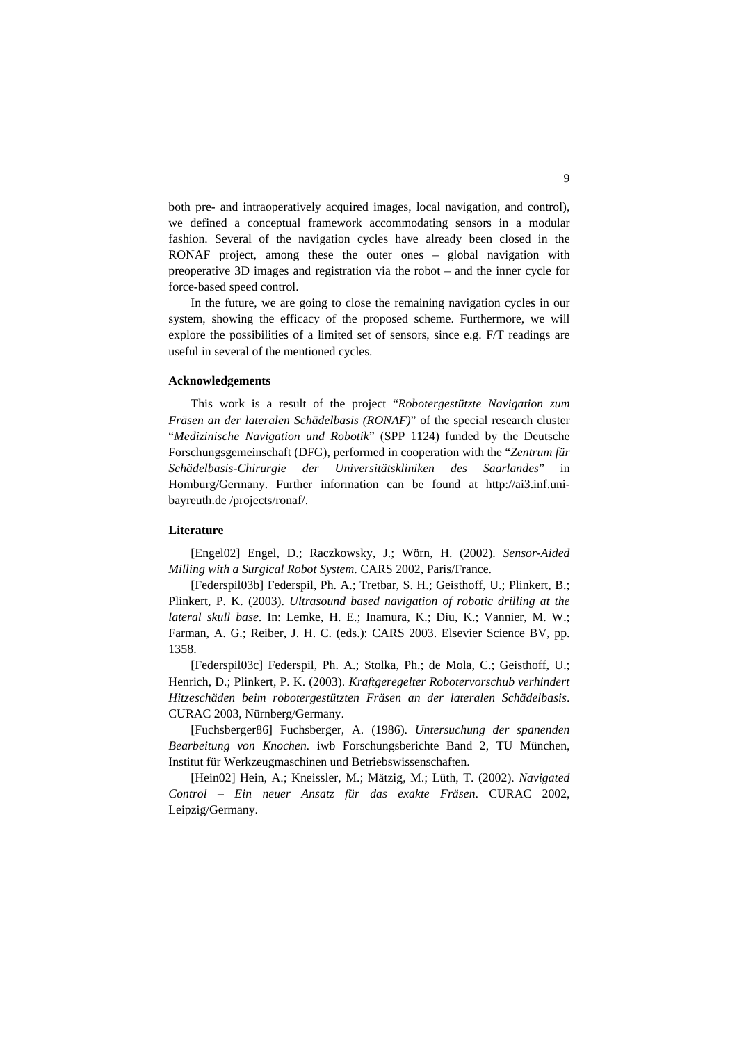both pre- and intraoperatively acquired images, local navigation, and control), we defined a conceptual framework accommodating sensors in a modular fashion. Several of the navigation cycles have already been closed in the RONAF project, among these the outer ones – global navigation with preoperative 3D images and registration via the robot – and the inner cycle for force-based speed control.

In the future, we are going to close the remaining navigation cycles in our system, showing the efficacy of the proposed scheme. Furthermore, we will explore the possibilities of a limited set of sensors, since e.g. F/T readings are useful in several of the mentioned cycles.

### Acknowledgements

This work is a result of the project "*Robotergestützte Navigation zum Fräsen an der lateralen Schädelbasis (RONAF)*" of the special research cluster "*Medizinische Navigation und Robotik*" (SPP 1124) funded by the Deutsche Forschungsgemeinschaft (DFG), performed in cooperation with the "*Zentrum für Schädelbasis-Chirurgie der Universitätskliniken des Saarlandes*" in Homburg/Germany. Further information can be found at http://ai3.inf.uni-bayreuth.de /projects/ronaf/.

### Literature

[Engel02] Engel, D.; Raczkowsky, J.; Wörn, H. (2002). *Sensor-Aided Milling with a Surgical Robot System*. CARS 2002, Paris/France.

[Federspil03b] Federspil, Ph. A.; Tretbar, S. H.; Geisthoff, U.; Plinkert, B.; Plinkert, P. K. (2003). *Ultrasound based navigation of robotic drilling at the lateral skull base*. In: Lemke, H. E.; Inamura, K.; Diu, K.; Vannier, M. W.; Farman, A. G.; Reiber, J. H. C. (eds.): CARS 2003. Elsevier Science BV, pp. 1358.

[Federspil03c] Federspil, Ph. A.; Stolka, Ph.; de Mola, C.; Geisthoff, U.; Henrich, D.; Plinkert, P. K. (2003). *Kraftgeregelter Robotervorschub verhindert Hitzeschäden beim robotergestützten Fräsen an der lateralen Schädelbasis*. CURAC 2003, Nürnberg/Germany.

[Fuchsberger86] Fuchsberger, A. (1986). *Untersuchung der spanenden Bearbeitung von Knochen*. iwb Forschungsberichte Band 2, TU München, Institut für Werkzeugmaschinen und Betriebswissenschaften.

[Hein02] Hein, A.; Kneissler, M.; Mätzig, M.; Lüth, T. (2002). *Navigated Control – Ein neuer Ansatz für das exakte Fräsen*. CURAC 2002, Leipzig/Germany.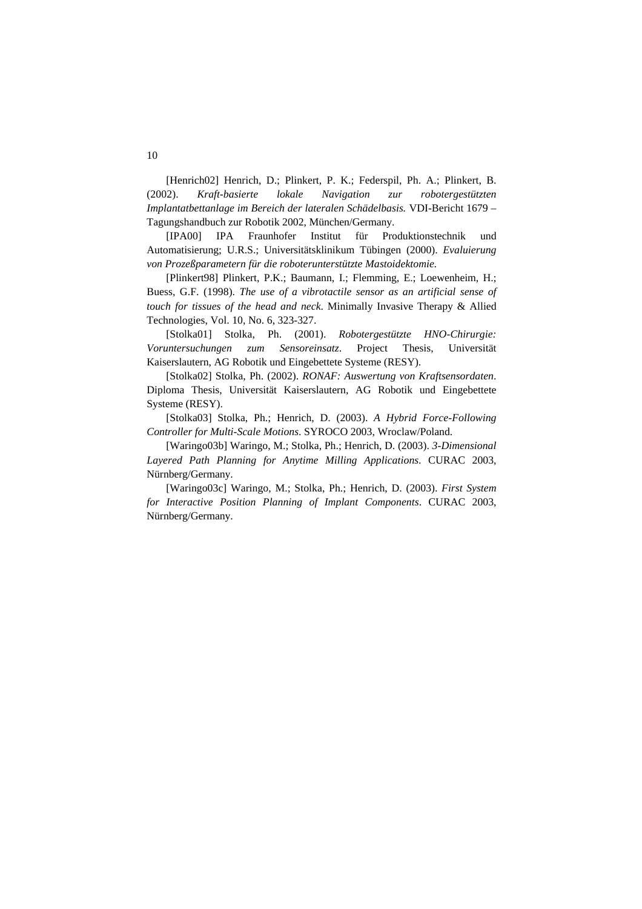[Henrich02] Henrich, D.; Plinkert, P. K.; Federspil, Ph. A.; Plinkert, B. (2002). *Kraft-basierte lokale Navigation zur robotergestützten Implantatbettanlage im Bereich der lateralen Schädelbasis.* VDI-Bericht 1679 – Tagungshandbuch zur Robotik 2002, München/Germany.

[IPA00] IPA Fraunhofer Institut für Produktionstechnik und Automatisierung; U.R.S.; Universitätsklinikum Tübingen (2000). *Evaluierung von Prozeßparametern für die roboterunterstützte Mastoidektomie.*

[Plinkert98] Plinkert, P.K.; Baumann, I.; Flemming, E.; Loewenheim, H.; Buess, G.F. (1998). *The use of a vibrotactile sensor as an artificial sense of touch for tissues of the head and neck*. Minimally Invasive Therapy & Allied Technologies, Vol. 10, No. 6, 323-327.

[Stolka01] Stolka, Ph. (2001). *Robotergestützte HNO-Chirurgie: Voruntersuchungen zum Sensoreinsatz*. Project Thesis, Universität Kaiserslautern, AG Robotik und Eingebettete Systeme (RESY).

[Stolka02] Stolka, Ph. (2002). *RONAF: Auswertung von Kraftsensordaten*. Diploma Thesis, Universität Kaiserslautern, AG Robotik und Eingebettete Systeme (RESY).

[Stolka03] Stolka, Ph.; Henrich, D. (2003). *A Hybrid Force-Following Controller for Multi-Scale Motions*. SYROCO 2003, Wroclaw/Poland.

[Waringo03b] Waringo, M.; Stolka, Ph.; Henrich, D. (2003). *3-Dimensional Layered Path Planning for Anytime Milling Applications.* CURAC 2003, Nürnberg/Germany.

[Waringo03c] Waringo, M.; Stolka, Ph.; Henrich, D. (2003). *First System for Interactive Position Planning of Implant Components*. CURAC 2003, Nürnberg/Germany.